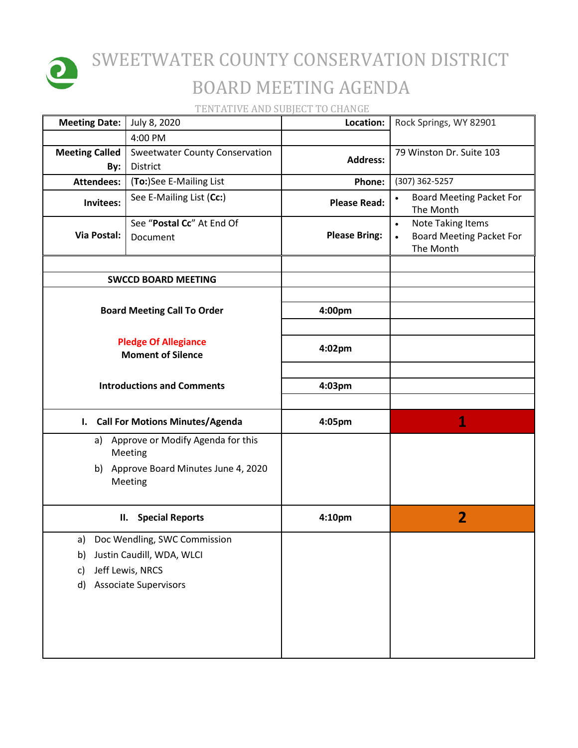# SWEETWATER COUNTY CONSERVATION DISTRICT

# BOARD MEETING AGENDA

TENTATIVE AND SUBJECT TO CHANGE

| **Meeting Date:** | July 8, 2020 | **Location:** | Rock Springs, WY 82901 |
|---|---|---|---|
| | 4:00 PM | | |
| **Meeting Called By:** | Sweetwater County Conservation District | **Address:** | 79 Winston Dr. Suite 103 |
| **Attendees:** | (**To:**)See E-Mailing List | **Phone:** | (307) 362-5257 |
| **Invitees:** | See E-Mailing List (**Cc:**) | **Please Read:** | • Board Meeting Packet For The Month |
| **Via Postal:** | See "**Postal Cc**" At End Of Document | **Please Bring:** | • Note Taking Items<br>• Board Meeting Packet For The Month |

| **SWCCD BOARD MEETING** | | |
|---|---|---|
| **Board Meeting Call To Order** | **4:00pm** | |
| **Pledge Of Allegiance**<br>**Moment of Silence** | **4:02pm** | |
| **Introductions and Comments** | **4:03pm** | |
| **I. Call For Motions Minutes/Agenda** | **4:05pm** | **1** |
| a) Approve or Modify Agenda for this Meeting<br>b) Approve Board Minutes June 4, 2020 Meeting | | |
| **II. Special Reports** | **4:10pm** | **2** |
| a) Doc Wendling, SWC Commission<br>b) Justin Caudill, WDA, WLCI<br>c) Jeff Lewis, NRCS<br>d) Associate Supervisors | | |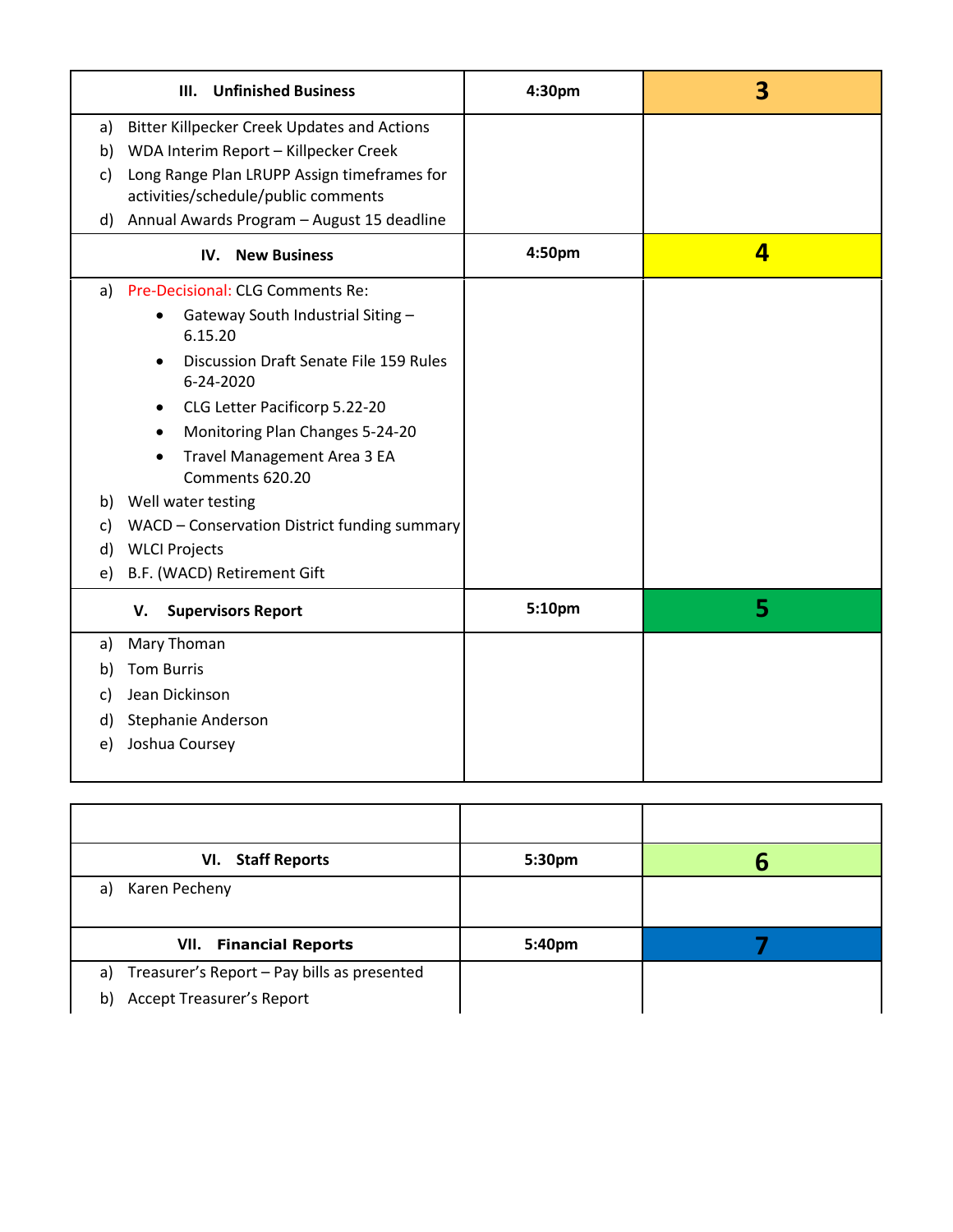| III. Unfinished Business | 4:30pm | 3 |
|---|---|---|
| a) Bitter Killpecker Creek Updates and Actions<br>b) WDA Interim Report – Killpecker Creek<br>c) Long Range Plan LRUPP Assign timeframes for activities/schedule/public comments<br>d) Annual Awards Program – August 15 deadline | | |
| **IV. New Business** | **4:50pm** | **4** |
| a) Pre-Decisional: CLG Comments Re:<br>• Gateway South Industrial Siting – 6.15.20<br>• Discussion Draft Senate File 159 Rules 6-24-2020<br>• CLG Letter Pacificorp 5.22-20<br>• Monitoring Plan Changes 5-24-20<br>• Travel Management Area 3 EA Comments 620.20<br>b) Well water testing<br>c) WACD – Conservation District funding summary<br>d) WLCI Projects<br>e) B.F. (WACD) Retirement Gift | | |
| **V. Supervisors Report** | **5:10pm** | **5** |
| a) Mary Thoman<br>b) Tom Burris<br>c) Jean Dickinson<br>d) Stephanie Anderson<br>e) Joshua Coursey | | |

| | | |
|---|---|---|
| **VI. Staff Reports** | **5:30pm** | **6** |
| a) Karen Pecheny | | |
| **VII. Financial Reports** | **5:40pm** | **7** |
| a) Treasurer's Report – Pay bills as presented<br>b) Accept Treasurer's Report | | |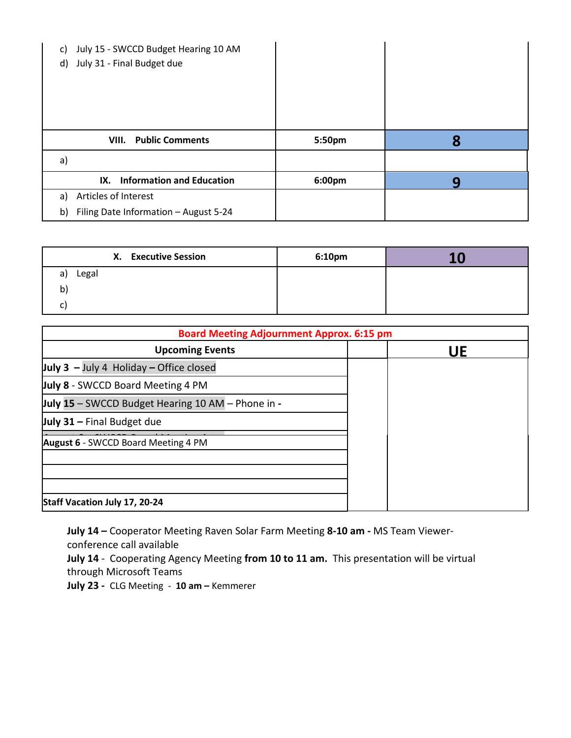| | | |
|---|---|---|
| c) July 15 - SWCCD Budget Hearing 10 AM<br>d) July 31 - Final Budget due | | |
| **VIII. Public Comments** | **5:50pm** | **8** |
| a) | | |
| **IX. Information and Education** | **6:00pm** | **9** |
| a) Articles of Interest<br>b) Filing Date Information – August 5-24 | | |

| **X. Executive Session** | **6:10pm** | **10** |
|---|---|---|
| a) Legal<br>b)<br>c) | | |

**Board Meeting Adjournment Approx. 6:15 pm**

| **Upcoming Events** | | **UE** |
|---|---|---|
| **July 3 –** July 4 Holiday **–** Office closed | | |
| **July 8** - SWCCD Board Meeting 4 PM | | |
| **July 15** – SWCCD Budget Hearing 10 AM – Phone in **-** | | |
| **July 31 –** Final Budget due | | |
| **August 6** - SWCCD Board Meeting 4 PM | | |
| | | |
| | | |
| | | |
| **Staff Vacation July 17, 20-24** | | |

**July 14 –** Cooperator Meeting Raven Solar Farm Meeting **8-10 am -** MS Team Viewer-conference call available

**July 14** - Cooperating Agency Meeting **from 10 to 11 am.** This presentation will be virtual through Microsoft Teams

**July 23 -** CLG Meeting - **10 am –** Kemmerer